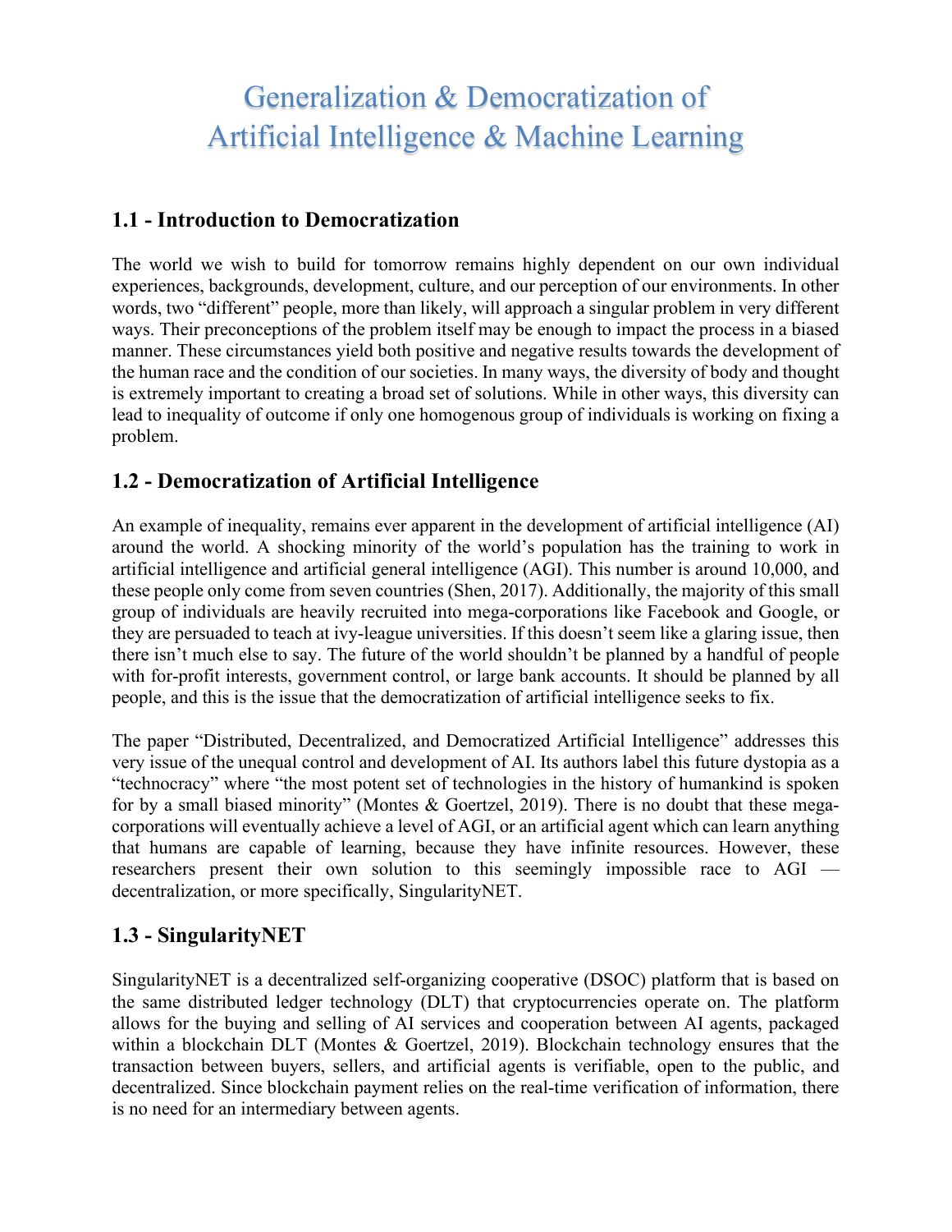# Generalization & Democratization of Artificial Intelligence & Machine Learning

## 1.1 - Introduction to Democratization

The world we wish to build for tomorrow remains highly dependent on our own individual experiences, backgrounds, development, culture, and our perception of our environments. In other words, two "different" people, more than likely, will approach a singular problem in very different ways. Their preconceptions of the problem itself may be enough to impact the process in a biased manner. These circumstances yield both positive and negative results towards the development of the human race and the condition of our societies. In many ways, the diversity of body and thought is extremely important to creating a broad set of solutions. While in other ways, this diversity can lead to inequality of outcome if only one homogenous group of individuals is working on fixing a problem.

## 1.2 - Democratization of Artificial Intelligence

An example of inequality, remains ever apparent in the development of artificial intelligence (AI) around the world. A shocking minority of the world's population has the training to work in artificial intelligence and artificial general intelligence (AGI). This number is around 10,000, and these people only come from seven countries (Shen, 2017). Additionally, the majority of this small group of individuals are heavily recruited into mega-corporations like Facebook and Google, or they are persuaded to teach at ivy-league universities. If this doesn't seem like a glaring issue, then there isn't much else to say. The future of the world shouldn't be planned by a handful of people with for-profit interests, government control, or large bank accounts. It should be planned by all people, and this is the issue that the democratization of artificial intelligence seeks to fix.

The paper "Distributed, Decentralized, and Democratized Artificial Intelligence" addresses this very issue of the unequal control and development of AI. Its authors label this future dystopia as a "technocracy" where "the most potent set of technologies in the history of humankind is spoken for by a small biased minority" (Montes & Goertzel, 2019). There is no doubt that these mega-corporations will eventually achieve a level of AGI, or an artificial agent which can learn anything that humans are capable of learning, because they have infinite resources. However, these researchers present their own solution to this seemingly impossible race to AGI — decentralization, or more specifically, SingularityNET.

## 1.3 - SingularityNET

SingularityNET is a decentralized self-organizing cooperative (DSOC) platform that is based on the same distributed ledger technology (DLT) that cryptocurrencies operate on. The platform allows for the buying and selling of AI services and cooperation between AI agents, packaged within a blockchain DLT (Montes & Goertzel, 2019). Blockchain technology ensures that the transaction between buyers, sellers, and artificial agents is verifiable, open to the public, and decentralized. Since blockchain payment relies on the real-time verification of information, there is no need for an intermediary between agents.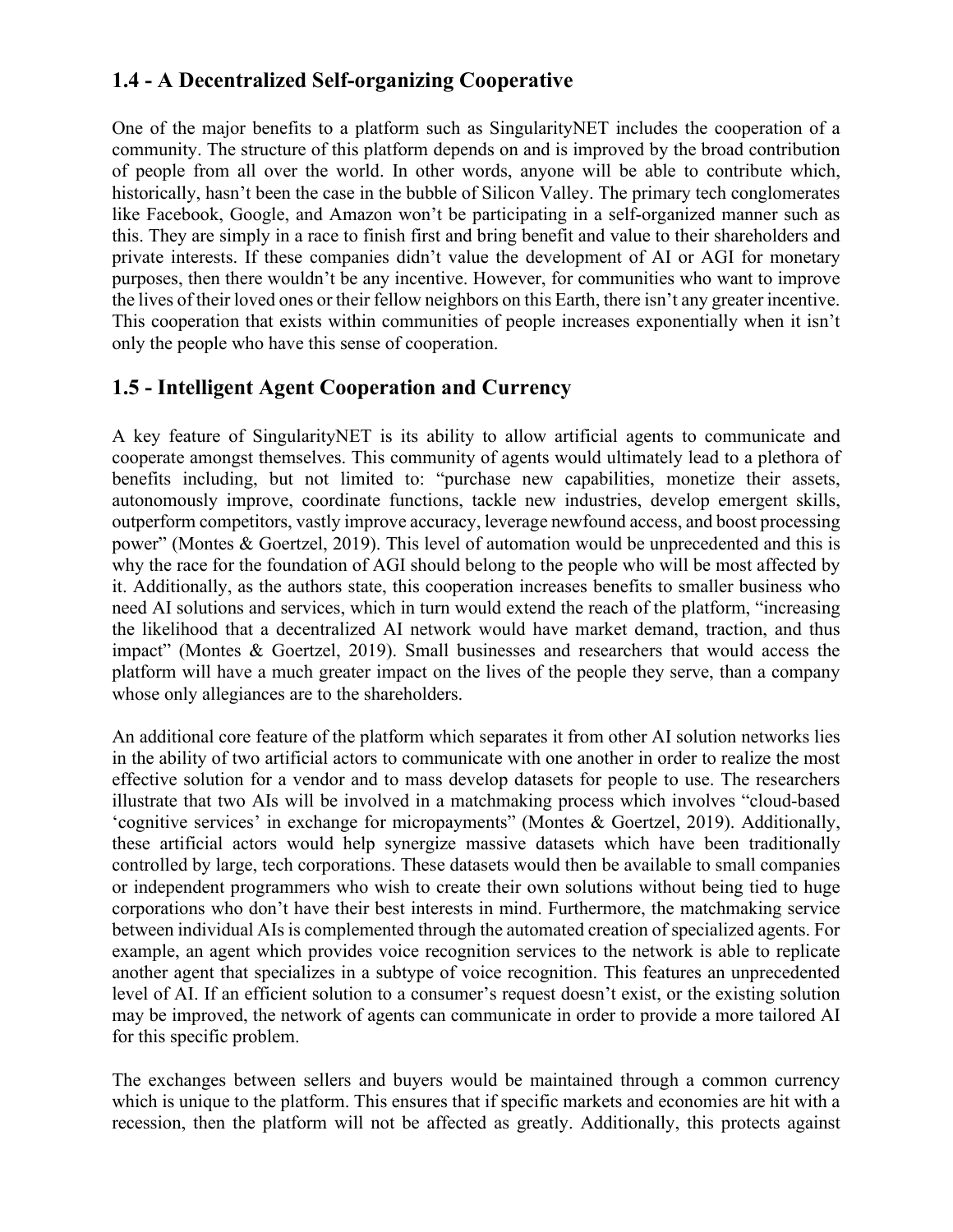## 1.4 - A Decentralized Self-organizing Cooperative

One of the major benefits to a platform such as SingularityNET includes the cooperation of a community. The structure of this platform depends on and is improved by the broad contribution of people from all over the world. In other words, anyone will be able to contribute which, historically, hasn't been the case in the bubble of Silicon Valley. The primary tech conglomerates like Facebook, Google, and Amazon won't be participating in a self-organized manner such as this. They are simply in a race to finish first and bring benefit and value to their shareholders and private interests. If these companies didn't value the development of AI or AGI for monetary purposes, then there wouldn't be any incentive. However, for communities who want to improve the lives of their loved ones or their fellow neighbors on this Earth, there isn't any greater incentive. This cooperation that exists within communities of people increases exponentially when it isn't only the people who have this sense of cooperation.

## 1.5 - Intelligent Agent Cooperation and Currency

A key feature of SingularityNET is its ability to allow artificial agents to communicate and cooperate amongst themselves. This community of agents would ultimately lead to a plethora of benefits including, but not limited to: "purchase new capabilities, monetize their assets, autonomously improve, coordinate functions, tackle new industries, develop emergent skills, outperform competitors, vastly improve accuracy, leverage newfound access, and boost processing power" (Montes & Goertzel, 2019). This level of automation would be unprecedented and this is why the race for the foundation of AGI should belong to the people who will be most affected by it. Additionally, as the authors state, this cooperation increases benefits to smaller business who need AI solutions and services, which in turn would extend the reach of the platform, "increasing the likelihood that a decentralized AI network would have market demand, traction, and thus impact" (Montes & Goertzel, 2019). Small businesses and researchers that would access the platform will have a much greater impact on the lives of the people they serve, than a company whose only allegiances are to the shareholders.

An additional core feature of the platform which separates it from other AI solution networks lies in the ability of two artificial actors to communicate with one another in order to realize the most effective solution for a vendor and to mass develop datasets for people to use. The researchers illustrate that two AIs will be involved in a matchmaking process which involves "cloud-based 'cognitive services' in exchange for micropayments" (Montes & Goertzel, 2019). Additionally, these artificial actors would help synergize massive datasets which have been traditionally controlled by large, tech corporations. These datasets would then be available to small companies or independent programmers who wish to create their own solutions without being tied to huge corporations who don't have their best interests in mind. Furthermore, the matchmaking service between individual AIs is complemented through the automated creation of specialized agents. For example, an agent which provides voice recognition services to the network is able to replicate another agent that specializes in a subtype of voice recognition. This features an unprecedented level of AI. If an efficient solution to a consumer's request doesn't exist, or the existing solution may be improved, the network of agents can communicate in order to provide a more tailored AI for this specific problem.

The exchanges between sellers and buyers would be maintained through a common currency which is unique to the platform. This ensures that if specific markets and economies are hit with a recession, then the platform will not be affected as greatly. Additionally, this protects against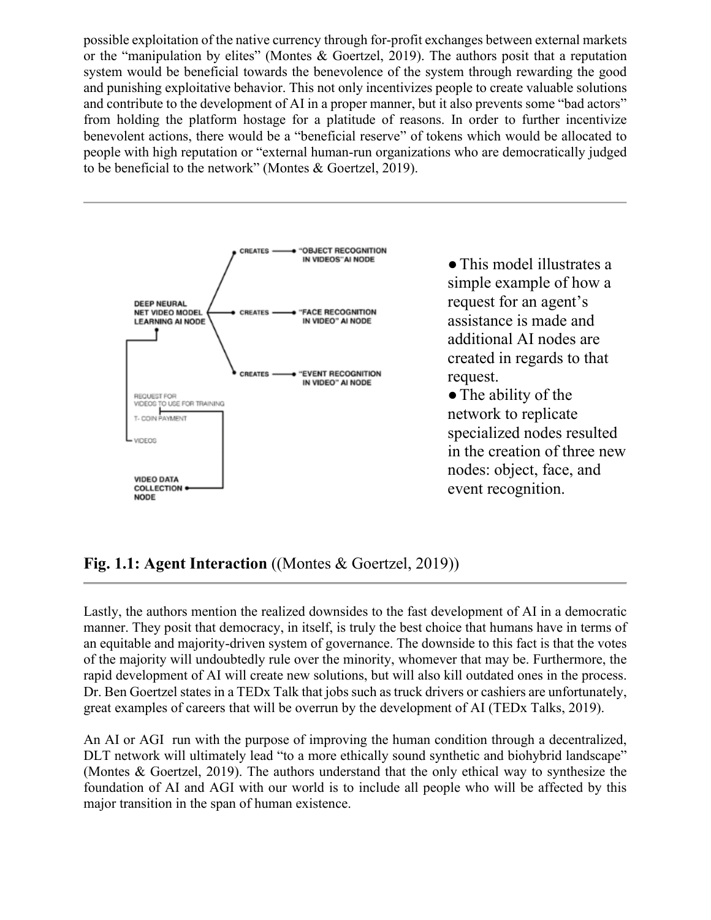possible exploitation of the native currency through for-profit exchanges between external markets or the "manipulation by elites" (Montes & Goertzel, 2019). The authors posit that a reputation system would be beneficial towards the benevolence of the system through rewarding the good and punishing exploitative behavior. This not only incentivizes people to create valuable solutions and contribute to the development of AI in a proper manner, but it also prevents some "bad actors" from holding the platform hostage for a platitude of reasons. In order to further incentivize benevolent actions, there would be a "beneficial reserve" of tokens which would be allocated to people with high reputation or "external human-run organizations who are democratically judged to be beneficial to the network" (Montes & Goertzel, 2019).

---

- This model illustrates a simple example of how a request for an agent's assistance is made and additional AI nodes are created in regards to that request.
- The ability of the network to replicate specialized nodes resulted in the creation of three new nodes: object, face, and event recognition.

**Fig. 1.1: Agent Interaction** ((Montes & Goertzel, 2019))

---

Lastly, the authors mention the realized downsides to the fast development of AI in a democratic manner. They posit that democracy, in itself, is truly the best choice that humans have in terms of an equitable and majority-driven system of governance. The downside to this fact is that the votes of the majority will undoubtedly rule over the minority, whomever that may be. Furthermore, the rapid development of AI will create new solutions, but will also kill outdated ones in the process. Dr. Ben Goertzel states in a TEDx Talk that jobs such as truck drivers or cashiers are unfortunately, great examples of careers that will be overrun by the development of AI (TEDx Talks, 2019).

An AI or AGI run with the purpose of improving the human condition through a decentralized, DLT network will ultimately lead "to a more ethically sound synthetic and biohybrid landscape" (Montes & Goertzel, 2019). The authors understand that the only ethical way to synthesize the foundation of AI and AGI with our world is to include all people who will be affected by this major transition in the span of human existence.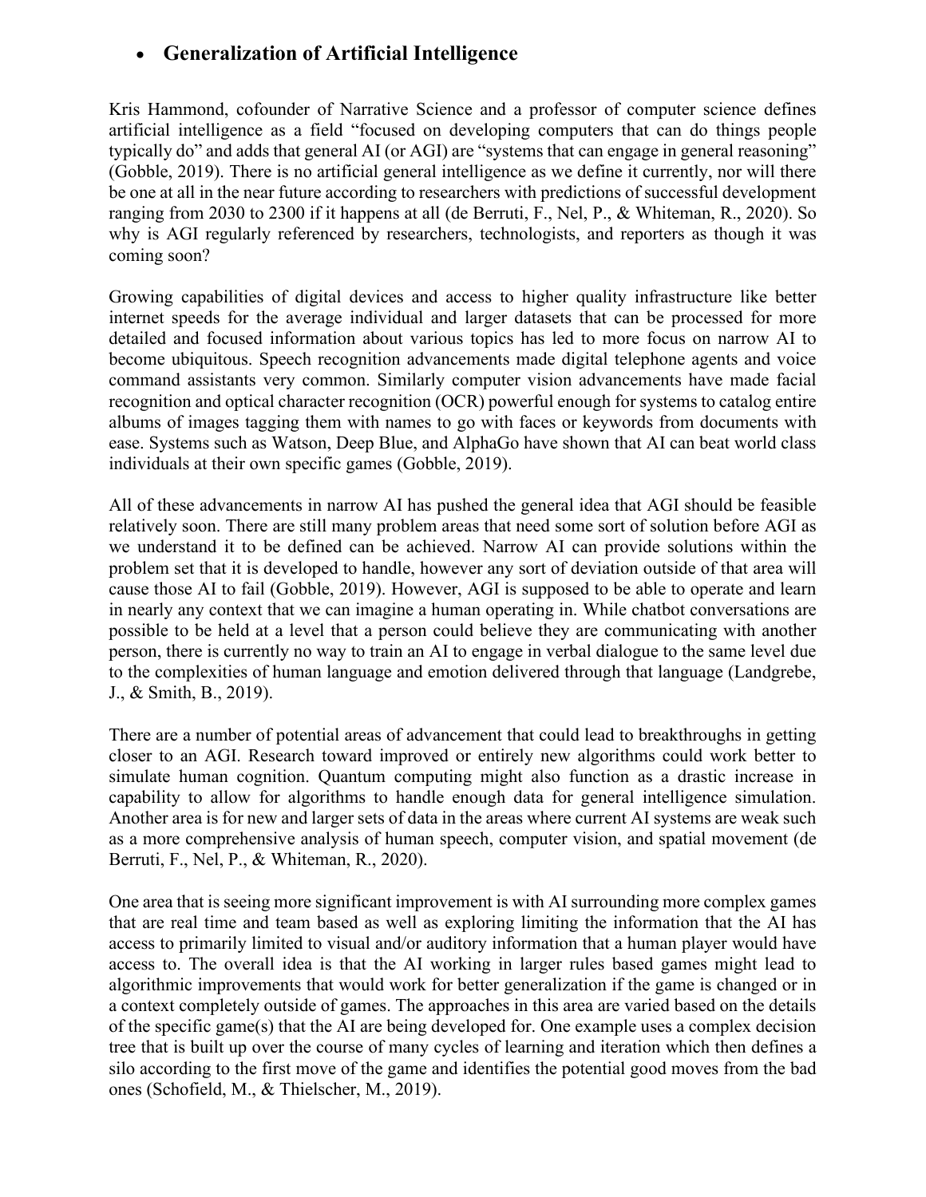- ## Generalization of Artificial Intelligence

Kris Hammond, cofounder of Narrative Science and a professor of computer science defines artificial intelligence as a field "focused on developing computers that can do things people typically do" and adds that general AI (or AGI) are "systems that can engage in general reasoning" (Gobble, 2019). There is no artificial general intelligence as we define it currently, nor will there be one at all in the near future according to researchers with predictions of successful development ranging from 2030 to 2300 if it happens at all (de Berruti, F., Nel, P., & Whiteman, R., 2020). So why is AGI regularly referenced by researchers, technologists, and reporters as though it was coming soon?

Growing capabilities of digital devices and access to higher quality infrastructure like better internet speeds for the average individual and larger datasets that can be processed for more detailed and focused information about various topics has led to more focus on narrow AI to become ubiquitous. Speech recognition advancements made digital telephone agents and voice command assistants very common. Similarly computer vision advancements have made facial recognition and optical character recognition (OCR) powerful enough for systems to catalog entire albums of images tagging them with names to go with faces or keywords from documents with ease. Systems such as Watson, Deep Blue, and AlphaGo have shown that AI can beat world class individuals at their own specific games (Gobble, 2019).

All of these advancements in narrow AI has pushed the general idea that AGI should be feasible relatively soon. There are still many problem areas that need some sort of solution before AGI as we understand it to be defined can be achieved. Narrow AI can provide solutions within the problem set that it is developed to handle, however any sort of deviation outside of that area will cause those AI to fail (Gobble, 2019). However, AGI is supposed to be able to operate and learn in nearly any context that we can imagine a human operating in. While chatbot conversations are possible to be held at a level that a person could believe they are communicating with another person, there is currently no way to train an AI to engage in verbal dialogue to the same level due to the complexities of human language and emotion delivered through that language (Landgrebe, J., & Smith, B., 2019).

There are a number of potential areas of advancement that could lead to breakthroughs in getting closer to an AGI. Research toward improved or entirely new algorithms could work better to simulate human cognition. Quantum computing might also function as a drastic increase in capability to allow for algorithms to handle enough data for general intelligence simulation. Another area is for new and larger sets of data in the areas where current AI systems are weak such as a more comprehensive analysis of human speech, computer vision, and spatial movement (de Berruti, F., Nel, P., & Whiteman, R., 2020).

One area that is seeing more significant improvement is with AI surrounding more complex games that are real time and team based as well as exploring limiting the information that the AI has access to primarily limited to visual and/or auditory information that a human player would have access to. The overall idea is that the AI working in larger rules based games might lead to algorithmic improvements that would work for better generalization if the game is changed or in a context completely outside of games. The approaches in this area are varied based on the details of the specific game(s) that the AI are being developed for. One example uses a complex decision tree that is built up over the course of many cycles of learning and iteration which then defines a silo according to the first move of the game and identifies the potential good moves from the bad ones (Schofield, M., & Thielscher, M., 2019).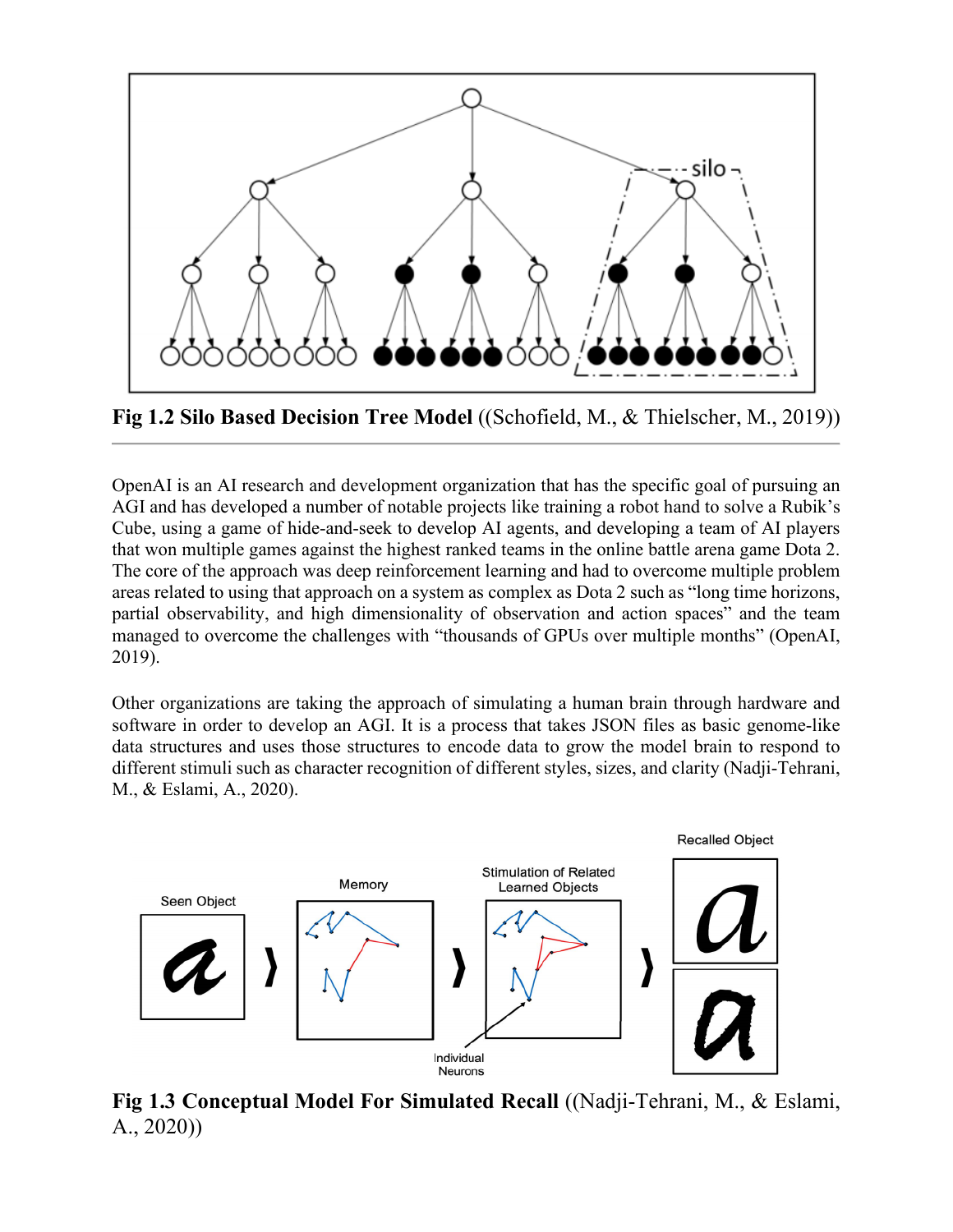**Fig 1.2 Silo Based Decision Tree Model** ((Schofield, M., & Thielscher, M., 2019))

OpenAI is an AI research and development organization that has the specific goal of pursuing an AGI and has developed a number of notable projects like training a robot hand to solve a Rubik's Cube, using a game of hide-and-seek to develop AI agents, and developing a team of AI players that won multiple games against the highest ranked teams in the online battle arena game Dota 2. The core of the approach was deep reinforcement learning and had to overcome multiple problem areas related to using that approach on a system as complex as Dota 2 such as "long time horizons, partial observability, and high dimensionality of observation and action spaces" and the team managed to overcome the challenges with "thousands of GPUs over multiple months" (OpenAI, 2019).

Other organizations are taking the approach of simulating a human brain through hardware and software in order to develop an AGI. It is a process that takes JSON files as basic genome-like data structures and uses those structures to encode data to grow the model brain to respond to different stimuli such as character recognition of different styles, sizes, and clarity (Nadji-Tehrani, M., & Eslami, A., 2020).

**Fig 1.3 Conceptual Model For Simulated Recall** ((Nadji-Tehrani, M., & Eslami, A., 2020))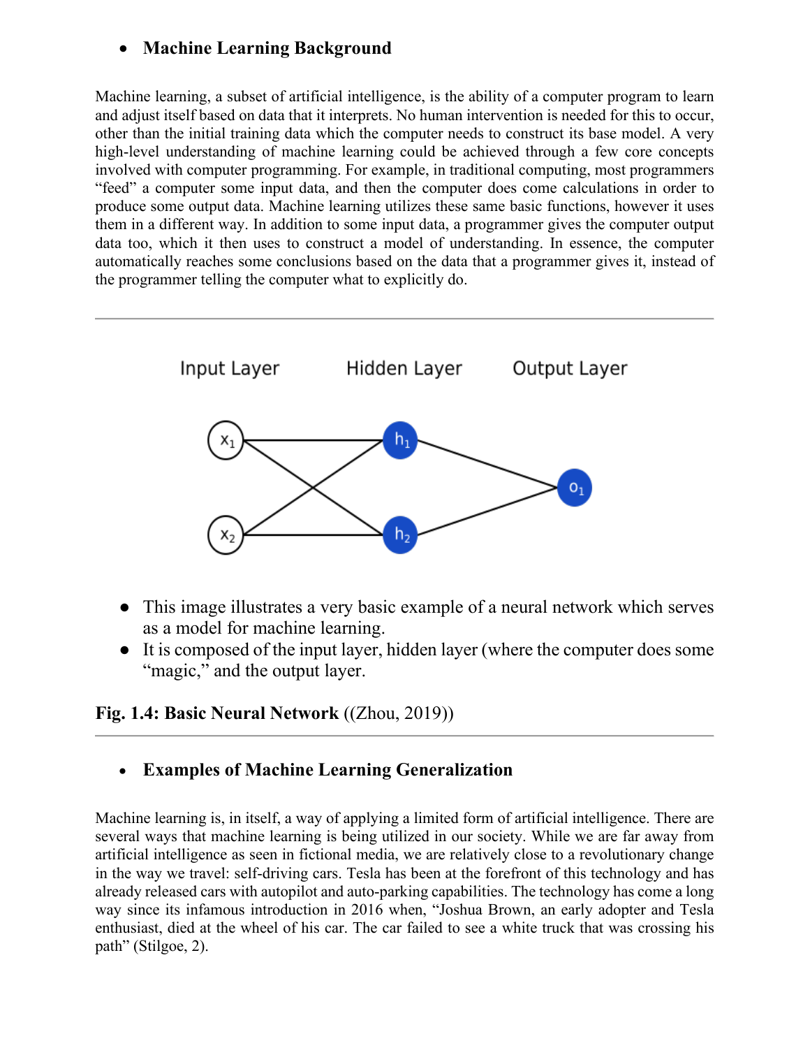- **Machine Learning Background**

Machine learning, a subset of artificial intelligence, is the ability of a computer program to learn and adjust itself based on data that it interprets. No human intervention is needed for this to occur, other than the initial training data which the computer needs to construct its base model. A very high-level understanding of machine learning could be achieved through a few core concepts involved with computer programming. For example, in traditional computing, most programmers "feed" a computer some input data, and then the computer does come calculations in order to produce some output data. Machine learning utilizes these same basic functions, however it uses them in a different way. In addition to some input data, a programmer gives the computer output data too, which it then uses to construct a model of understanding. In essence, the computer automatically reaches some conclusions based on the data that a programmer gives it, instead of the programmer telling the computer what to explicitly do.

---

- This image illustrates a very basic example of a neural network which serves as a model for machine learning.
- It is composed of the input layer, hidden layer (where the computer does some "magic," and the output layer.

**Fig. 1.4: Basic Neural Network** ((Zhou, 2019))

---

- **Examples of Machine Learning Generalization**

Machine learning is, in itself, a way of applying a limited form of artificial intelligence. There are several ways that machine learning is being utilized in our society. While we are far away from artificial intelligence as seen in fictional media, we are relatively close to a revolutionary change in the way we travel: self-driving cars. Tesla has been at the forefront of this technology and has already released cars with autopilot and auto-parking capabilities. The technology has come a long way since its infamous introduction in 2016 when, "Joshua Brown, an early adopter and Tesla enthusiast, died at the wheel of his car. The car failed to see a white truck that was crossing his path" (Stilgoe, 2).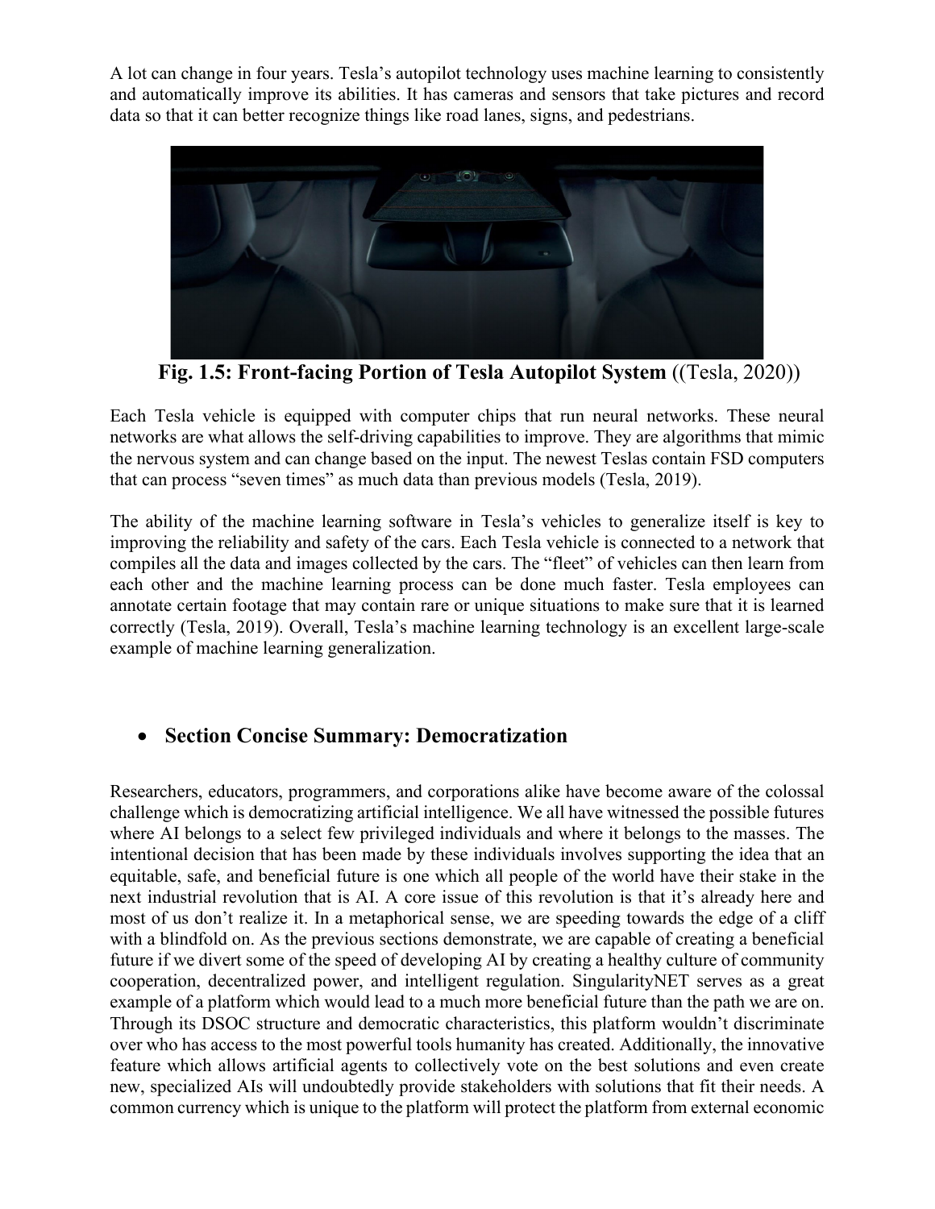A lot can change in four years. Tesla's autopilot technology uses machine learning to consistently and automatically improve its abilities. It has cameras and sensors that take pictures and record data so that it can better recognize things like road lanes, signs, and pedestrians.

**Fig. 1.5: Front-facing Portion of Tesla Autopilot System** ((Tesla, 2020))

Each Tesla vehicle is equipped with computer chips that run neural networks. These neural networks are what allows the self-driving capabilities to improve. They are algorithms that mimic the nervous system and can change based on the input. The newest Teslas contain FSD computers that can process "seven times" as much data than previous models (Tesla, 2019).

The ability of the machine learning software in Tesla's vehicles to generalize itself is key to improving the reliability and safety of the cars. Each Tesla vehicle is connected to a network that compiles all the data and images collected by the cars. The "fleet" of vehicles can then learn from each other and the machine learning process can be done much faster. Tesla employees can annotate certain footage that may contain rare or unique situations to make sure that it is learned correctly (Tesla, 2019). Overall, Tesla's machine learning technology is an excellent large-scale example of machine learning generalization.

- **Section Concise Summary: Democratization**

Researchers, educators, programmers, and corporations alike have become aware of the colossal challenge which is democratizing artificial intelligence. We all have witnessed the possible futures where AI belongs to a select few privileged individuals and where it belongs to the masses. The intentional decision that has been made by these individuals involves supporting the idea that an equitable, safe, and beneficial future is one which all people of the world have their stake in the next industrial revolution that is AI. A core issue of this revolution is that it's already here and most of us don't realize it. In a metaphorical sense, we are speeding towards the edge of a cliff with a blindfold on. As the previous sections demonstrate, we are capable of creating a beneficial future if we divert some of the speed of developing AI by creating a healthy culture of community cooperation, decentralized power, and intelligent regulation. SingularityNET serves as a great example of a platform which would lead to a much more beneficial future than the path we are on. Through its DSOC structure and democratic characteristics, this platform wouldn't discriminate over who has access to the most powerful tools humanity has created. Additionally, the innovative feature which allows artificial agents to collectively vote on the best solutions and even create new, specialized AIs will undoubtedly provide stakeholders with solutions that fit their needs. A common currency which is unique to the platform will protect the platform from external economic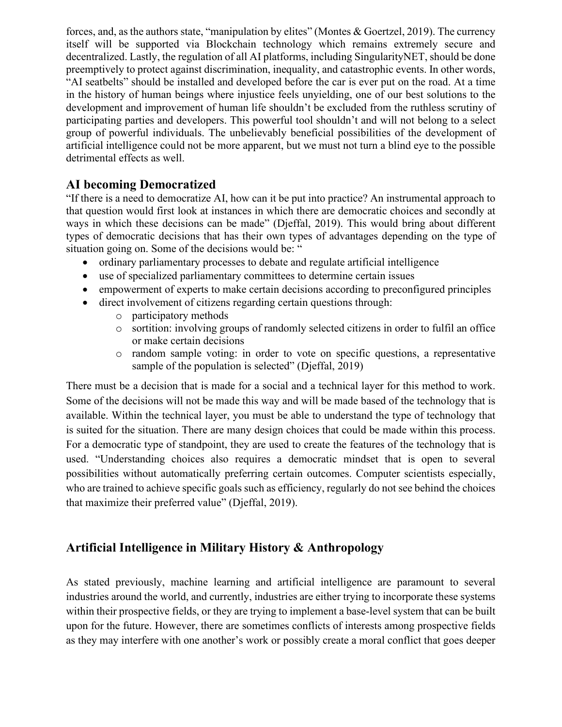forces, and, as the authors state, "manipulation by elites" (Montes & Goertzel, 2019). The currency itself will be supported via Blockchain technology which remains extremely secure and decentralized. Lastly, the regulation of all AI platforms, including SingularityNET, should be done preemptively to protect against discrimination, inequality, and catastrophic events. In other words, "AI seatbelts" should be installed and developed before the car is ever put on the road. At a time in the history of human beings where injustice feels unyielding, one of our best solutions to the development and improvement of human life shouldn't be excluded from the ruthless scrutiny of participating parties and developers. This powerful tool shouldn't and will not belong to a select group of powerful individuals. The unbelievably beneficial possibilities of the development of artificial intelligence could not be more apparent, but we must not turn a blind eye to the possible detrimental effects as well.

## AI becoming Democratized

"If there is a need to democratize AI, how can it be put into practice? An instrumental approach to that question would first look at instances in which there are democratic choices and secondly at ways in which these decisions can be made" (Djeffal, 2019). This would bring about different types of democratic decisions that has their own types of advantages depending on the type of situation going on. Some of the decisions would be: "

- ordinary parliamentary processes to debate and regulate artificial intelligence
- use of specialized parliamentary committees to determine certain issues
- empowerment of experts to make certain decisions according to preconfigured principles
- direct involvement of citizens regarding certain questions through:
  - participatory methods
  - sortition: involving groups of randomly selected citizens in order to fulfil an office or make certain decisions
  - random sample voting: in order to vote on specific questions, a representative sample of the population is selected" (Djeffal, 2019)

There must be a decision that is made for a social and a technical layer for this method to work. Some of the decisions will not be made this way and will be made based of the technology that is available. Within the technical layer, you must be able to understand the type of technology that is suited for the situation. There are many design choices that could be made within this process. For a democratic type of standpoint, they are used to create the features of the technology that is used. "Understanding choices also requires a democratic mindset that is open to several possibilities without automatically preferring certain outcomes. Computer scientists especially, who are trained to achieve specific goals such as efficiency, regularly do not see behind the choices that maximize their preferred value" (Djeffal, 2019).

## Artificial Intelligence in Military History & Anthropology

As stated previously, machine learning and artificial intelligence are paramount to several industries around the world, and currently, industries are either trying to incorporate these systems within their prospective fields, or they are trying to implement a base-level system that can be built upon for the future. However, there are sometimes conflicts of interests among prospective fields as they may interfere with one another's work or possibly create a moral conflict that goes deeper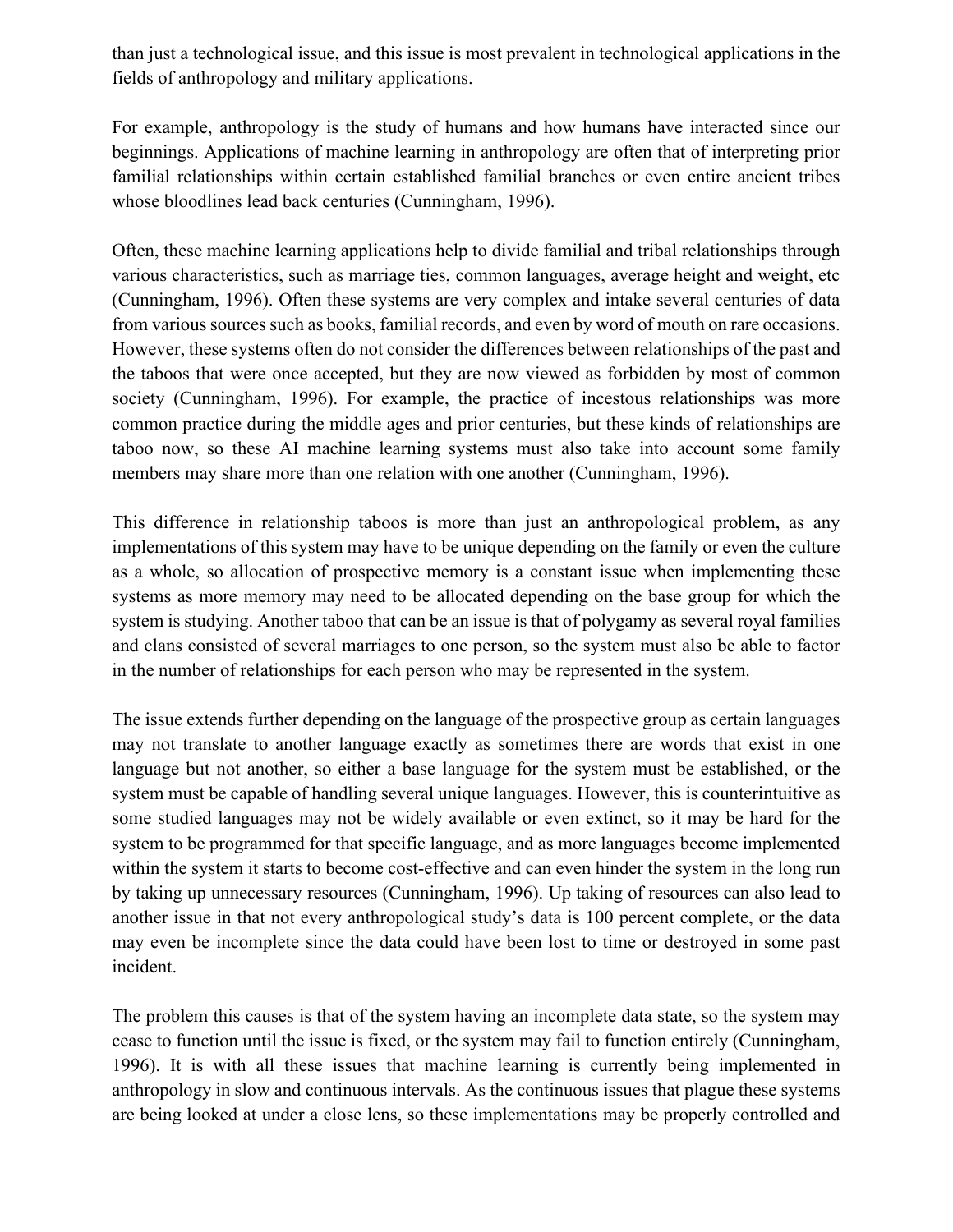than just a technological issue, and this issue is most prevalent in technological applications in the fields of anthropology and military applications.

For example, anthropology is the study of humans and how humans have interacted since our beginnings. Applications of machine learning in anthropology are often that of interpreting prior familial relationships within certain established familial branches or even entire ancient tribes whose bloodlines lead back centuries (Cunningham, 1996).

Often, these machine learning applications help to divide familial and tribal relationships through various characteristics, such as marriage ties, common languages, average height and weight, etc (Cunningham, 1996). Often these systems are very complex and intake several centuries of data from various sources such as books, familial records, and even by word of mouth on rare occasions. However, these systems often do not consider the differences between relationships of the past and the taboos that were once accepted, but they are now viewed as forbidden by most of common society (Cunningham, 1996). For example, the practice of incestous relationships was more common practice during the middle ages and prior centuries, but these kinds of relationships are taboo now, so these AI machine learning systems must also take into account some family members may share more than one relation with one another (Cunningham, 1996).

This difference in relationship taboos is more than just an anthropological problem, as any implementations of this system may have to be unique depending on the family or even the culture as a whole, so allocation of prospective memory is a constant issue when implementing these systems as more memory may need to be allocated depending on the base group for which the system is studying. Another taboo that can be an issue is that of polygamy as several royal families and clans consisted of several marriages to one person, so the system must also be able to factor in the number of relationships for each person who may be represented in the system.

The issue extends further depending on the language of the prospective group as certain languages may not translate to another language exactly as sometimes there are words that exist in one language but not another, so either a base language for the system must be established, or the system must be capable of handling several unique languages. However, this is counterintuitive as some studied languages may not be widely available or even extinct, so it may be hard for the system to be programmed for that specific language, and as more languages become implemented within the system it starts to become cost-effective and can even hinder the system in the long run by taking up unnecessary resources (Cunningham, 1996). Up taking of resources can also lead to another issue in that not every anthropological study's data is 100 percent complete, or the data may even be incomplete since the data could have been lost to time or destroyed in some past incident.

The problem this causes is that of the system having an incomplete data state, so the system may cease to function until the issue is fixed, or the system may fail to function entirely (Cunningham, 1996). It is with all these issues that machine learning is currently being implemented in anthropology in slow and continuous intervals. As the continuous issues that plague these systems are being looked at under a close lens, so these implementations may be properly controlled and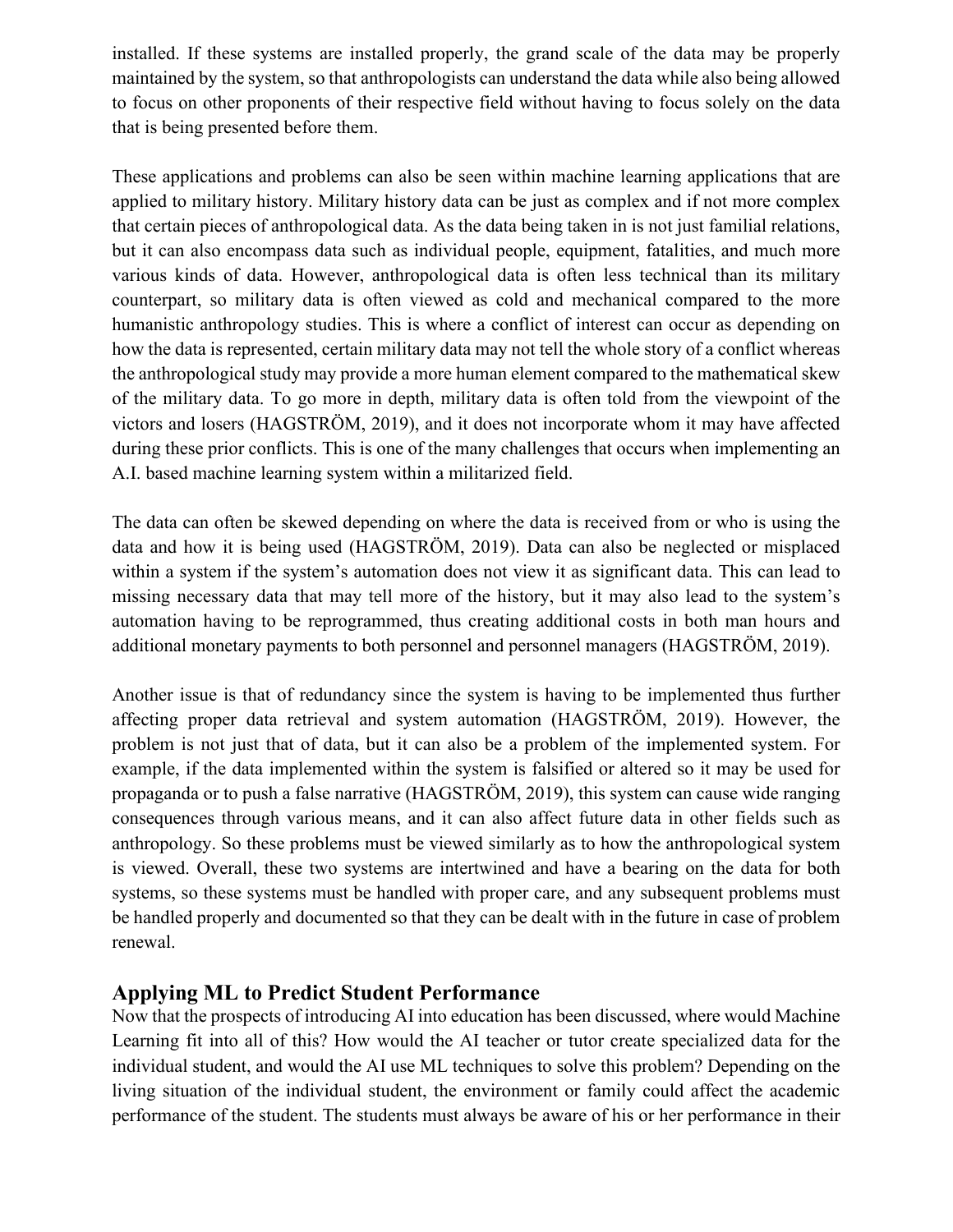installed. If these systems are installed properly, the grand scale of the data may be properly maintained by the system, so that anthropologists can understand the data while also being allowed to focus on other proponents of their respective field without having to focus solely on the data that is being presented before them.

These applications and problems can also be seen within machine learning applications that are applied to military history. Military history data can be just as complex and if not more complex that certain pieces of anthropological data. As the data being taken in is not just familial relations, but it can also encompass data such as individual people, equipment, fatalities, and much more various kinds of data. However, anthropological data is often less technical than its military counterpart, so military data is often viewed as cold and mechanical compared to the more humanistic anthropology studies. This is where a conflict of interest can occur as depending on how the data is represented, certain military data may not tell the whole story of a conflict whereas the anthropological study may provide a more human element compared to the mathematical skew of the military data. To go more in depth, military data is often told from the viewpoint of the victors and losers (HAGSTRÖM, 2019), and it does not incorporate whom it may have affected during these prior conflicts. This is one of the many challenges that occurs when implementing an A.I. based machine learning system within a militarized field.

The data can often be skewed depending on where the data is received from or who is using the data and how it is being used (HAGSTRÖM, 2019). Data can also be neglected or misplaced within a system if the system's automation does not view it as significant data. This can lead to missing necessary data that may tell more of the history, but it may also lead to the system's automation having to be reprogrammed, thus creating additional costs in both man hours and additional monetary payments to both personnel and personnel managers (HAGSTRÖM, 2019).

Another issue is that of redundancy since the system is having to be implemented thus further affecting proper data retrieval and system automation (HAGSTRÖM, 2019). However, the problem is not just that of data, but it can also be a problem of the implemented system. For example, if the data implemented within the system is falsified or altered so it may be used for propaganda or to push a false narrative (HAGSTRÖM, 2019), this system can cause wide ranging consequences through various means, and it can also affect future data in other fields such as anthropology. So these problems must be viewed similarly as to how the anthropological system is viewed. Overall, these two systems are intertwined and have a bearing on the data for both systems, so these systems must be handled with proper care, and any subsequent problems must be handled properly and documented so that they can be dealt with in the future in case of problem renewal.

## Applying ML to Predict Student Performance

Now that the prospects of introducing AI into education has been discussed, where would Machine Learning fit into all of this? How would the AI teacher or tutor create specialized data for the individual student, and would the AI use ML techniques to solve this problem? Depending on the living situation of the individual student, the environment or family could affect the academic performance of the student. The students must always be aware of his or her performance in their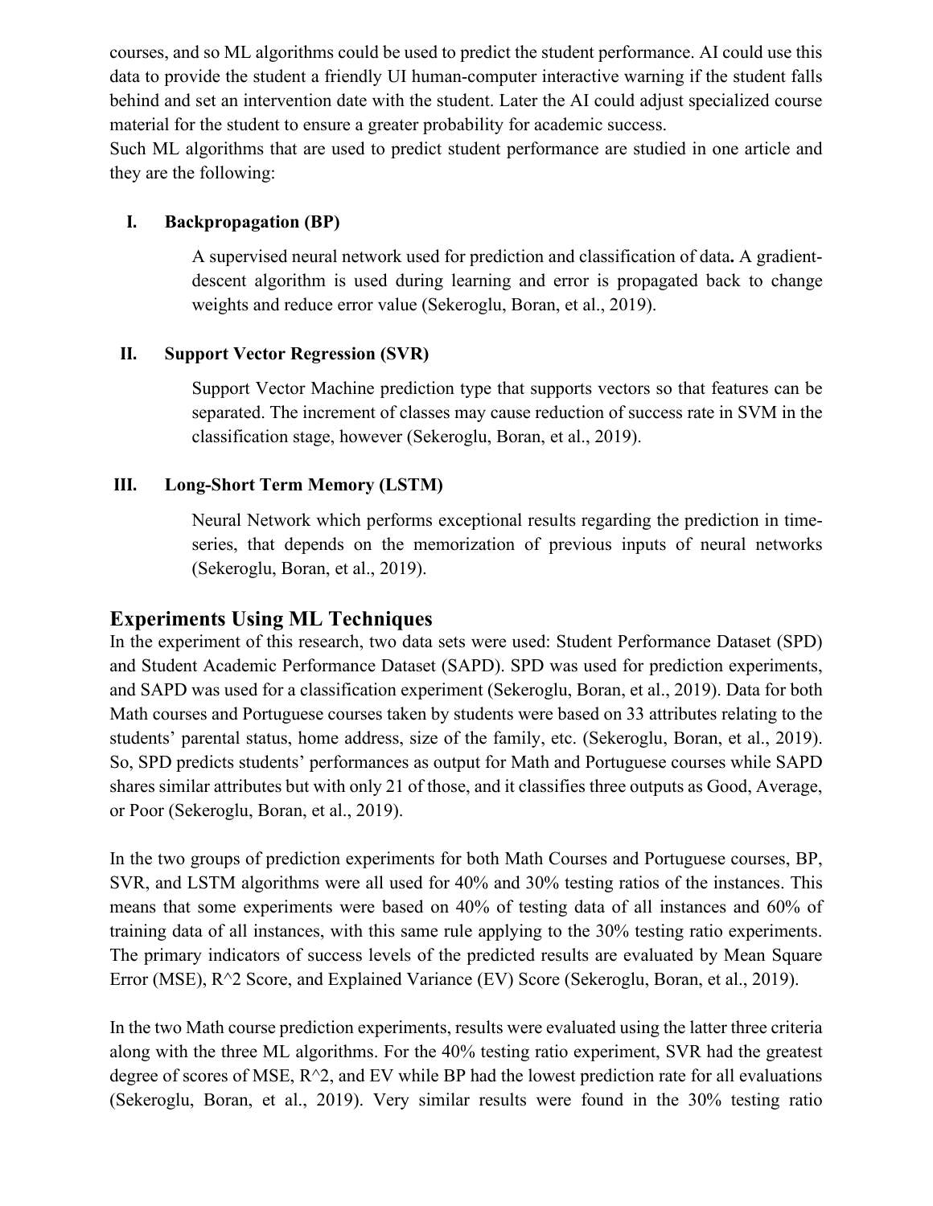courses, and so ML algorithms could be used to predict the student performance. AI could use this data to provide the student a friendly UI human-computer interactive warning if the student falls behind and set an intervention date with the student. Later the AI could adjust specialized course material for the student to ensure a greater probability for academic success.
Such ML algorithms that are used to predict student performance are studied in one article and they are the following:

**I. Backpropagation (BP)**

A supervised neural network used for prediction and classification of data**.** A gradient-descent algorithm is used during learning and error is propagated back to change weights and reduce error value (Sekeroglu, Boran, et al., 2019).

**II. Support Vector Regression (SVR)**

Support Vector Machine prediction type that supports vectors so that features can be separated. The increment of classes may cause reduction of success rate in SVM in the classification stage, however (Sekeroglu, Boran, et al., 2019).

**III. Long-Short Term Memory (LSTM)**

Neural Network which performs exceptional results regarding the prediction in time-series, that depends on the memorization of previous inputs of neural networks (Sekeroglu, Boran, et al., 2019).

## Experiments Using ML Techniques

In the experiment of this research, two data sets were used: Student Performance Dataset (SPD) and Student Academic Performance Dataset (SAPD). SPD was used for prediction experiments, and SAPD was used for a classification experiment (Sekeroglu, Boran, et al., 2019). Data for both Math courses and Portuguese courses taken by students were based on 33 attributes relating to the students' parental status, home address, size of the family, etc. (Sekeroglu, Boran, et al., 2019). So, SPD predicts students' performances as output for Math and Portuguese courses while SAPD shares similar attributes but with only 21 of those, and it classifies three outputs as Good, Average, or Poor (Sekeroglu, Boran, et al., 2019).

In the two groups of prediction experiments for both Math Courses and Portuguese courses, BP, SVR, and LSTM algorithms were all used for 40% and 30% testing ratios of the instances. This means that some experiments were based on 40% of testing data of all instances and 60% of training data of all instances, with this same rule applying to the 30% testing ratio experiments. The primary indicators of success levels of the predicted results are evaluated by Mean Square Error (MSE), R^2 Score, and Explained Variance (EV) Score (Sekeroglu, Boran, et al., 2019).

In the two Math course prediction experiments, results were evaluated using the latter three criteria along with the three ML algorithms. For the 40% testing ratio experiment, SVR had the greatest degree of scores of MSE, R^2, and EV while BP had the lowest prediction rate for all evaluations (Sekeroglu, Boran, et al., 2019). Very similar results were found in the 30% testing ratio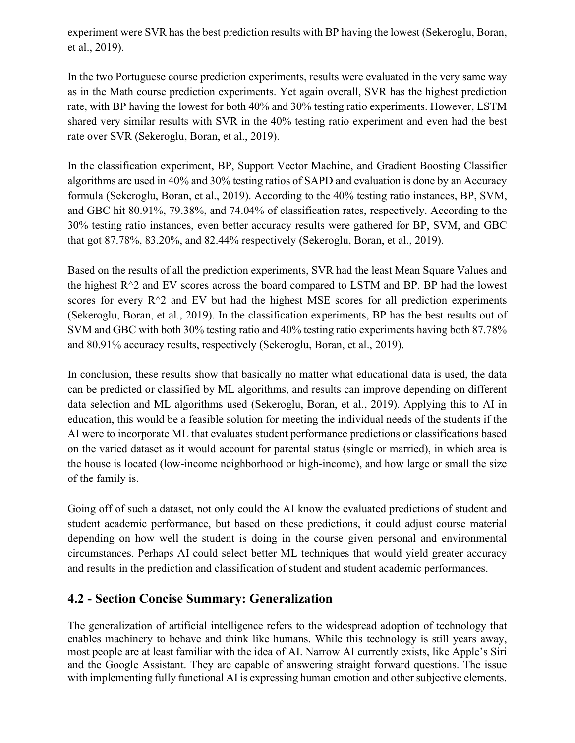experiment were SVR has the best prediction results with BP having the lowest (Sekeroglu, Boran, et al., 2019).

In the two Portuguese course prediction experiments, results were evaluated in the very same way as in the Math course prediction experiments. Yet again overall, SVR has the highest prediction rate, with BP having the lowest for both 40% and 30% testing ratio experiments. However, LSTM shared very similar results with SVR in the 40% testing ratio experiment and even had the best rate over SVR (Sekeroglu, Boran, et al., 2019).

In the classification experiment, BP, Support Vector Machine, and Gradient Boosting Classifier algorithms are used in 40% and 30% testing ratios of SAPD and evaluation is done by an Accuracy formula (Sekeroglu, Boran, et al., 2019). According to the 40% testing ratio instances, BP, SVM, and GBC hit 80.91%, 79.38%, and 74.04% of classification rates, respectively. According to the 30% testing ratio instances, even better accuracy results were gathered for BP, SVM, and GBC that got 87.78%, 83.20%, and 82.44% respectively (Sekeroglu, Boran, et al., 2019).

Based on the results of all the prediction experiments, SVR had the least Mean Square Values and the highest R^2 and EV scores across the board compared to LSTM and BP. BP had the lowest scores for every R^2 and EV but had the highest MSE scores for all prediction experiments (Sekeroglu, Boran, et al., 2019). In the classification experiments, BP has the best results out of SVM and GBC with both 30% testing ratio and 40% testing ratio experiments having both 87.78% and 80.91% accuracy results, respectively (Sekeroglu, Boran, et al., 2019).

In conclusion, these results show that basically no matter what educational data is used, the data can be predicted or classified by ML algorithms, and results can improve depending on different data selection and ML algorithms used (Sekeroglu, Boran, et al., 2019). Applying this to AI in education, this would be a feasible solution for meeting the individual needs of the students if the AI were to incorporate ML that evaluates student performance predictions or classifications based on the varied dataset as it would account for parental status (single or married), in which area is the house is located (low-income neighborhood or high-income), and how large or small the size of the family is.

Going off of such a dataset, not only could the AI know the evaluated predictions of student and student academic performance, but based on these predictions, it could adjust course material depending on how well the student is doing in the course given personal and environmental circumstances. Perhaps AI could select better ML techniques that would yield greater accuracy and results in the prediction and classification of student and student academic performances.

## 4.2 - Section Concise Summary: Generalization

The generalization of artificial intelligence refers to the widespread adoption of technology that enables machinery to behave and think like humans. While this technology is still years away, most people are at least familiar with the idea of AI. Narrow AI currently exists, like Apple's Siri and the Google Assistant. They are capable of answering straight forward questions. The issue with implementing fully functional AI is expressing human emotion and other subjective elements.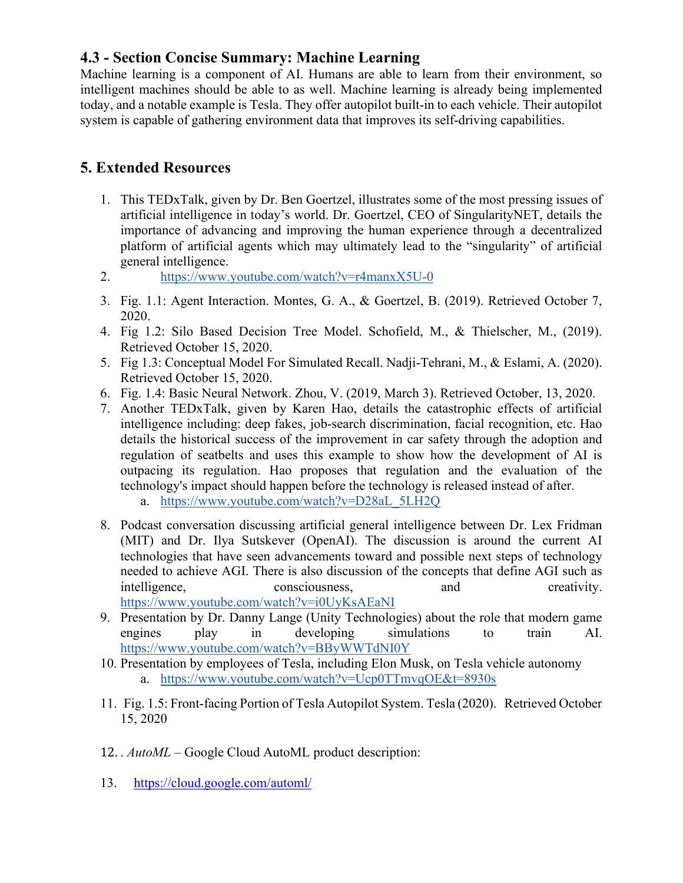## 4.3 - Section Concise Summary: Machine Learning

Machine learning is a component of AI. Humans are able to learn from their environment, so intelligent machines should be able to as well. Machine learning is already being implemented today, and a notable example is Tesla. They offer autopilot built-in to each vehicle. Their autopilot system is capable of gathering environment data that improves its self-driving capabilities.

## 5. Extended Resources

1. This TEDxTalk, given by Dr. Ben Goertzel, illustrates some of the most pressing issues of artificial intelligence in today's world. Dr. Goertzel, CEO of SingularityNET, details the importance of advancing and improving the human experience through a decentralized platform of artificial agents which may ultimately lead to the "singularity" of artificial general intelligence.
2. https://www.youtube.com/watch?v=r4manxX5U-0
3. Fig. 1.1: Agent Interaction. Montes, G. A., & Goertzel, B. (2019). Retrieved October 7, 2020.
4. Fig 1.2: Silo Based Decision Tree Model. Schofield, M., & Thielscher, M., (2019). Retrieved October 15, 2020.
5. Fig 1.3: Conceptual Model For Simulated Recall. Nadji-Tehrani, M., & Eslami, A. (2020). Retrieved October 15, 2020.
6. Fig. 1.4: Basic Neural Network. Zhou, V. (2019, March 3). Retrieved October, 13, 2020.
7. Another TEDxTalk, given by Karen Hao, details the catastrophic effects of artificial intelligence including: deep fakes, job-search discrimination, facial recognition, etc. Hao details the historical success of the improvement in car safety through the adoption and regulation of seatbelts and uses this example to show how the development of AI is outpacing its regulation. Hao proposes that regulation and the evaluation of the technology's impact should happen before the technology is released instead of after.
    a. https://www.youtube.com/watch?v=D28aL_5LH2Q
8. Podcast conversation discussing artificial general intelligence between Dr. Lex Fridman (MIT) and Dr. Ilya Sutskever (OpenAI). The discussion is around the current AI technologies that have seen advancements toward and possible next steps of technology needed to achieve AGI. There is also discussion of the concepts that define AGI such as intelligence, consciousness, and creativity. https://www.youtube.com/watch?v=i0UyKsAEaNI
9. Presentation by Dr. Danny Lange (Unity Technologies) about the role that modern game engines play in developing simulations to train AI. https://www.youtube.com/watch?v=BByWWTdNI0Y
10. Presentation by employees of Tesla, including Elon Musk, on Tesla vehicle autonomy
    a. https://www.youtube.com/watch?v=Ucp0TTmvqOE&t=8930s
11. Fig. 1.5: Front-facing Portion of Tesla Autopilot System. Tesla (2020). Retrieved October 15, 2020
12. . *AutoML* – Google Cloud AutoML product description:
13. https://cloud.google.com/automl/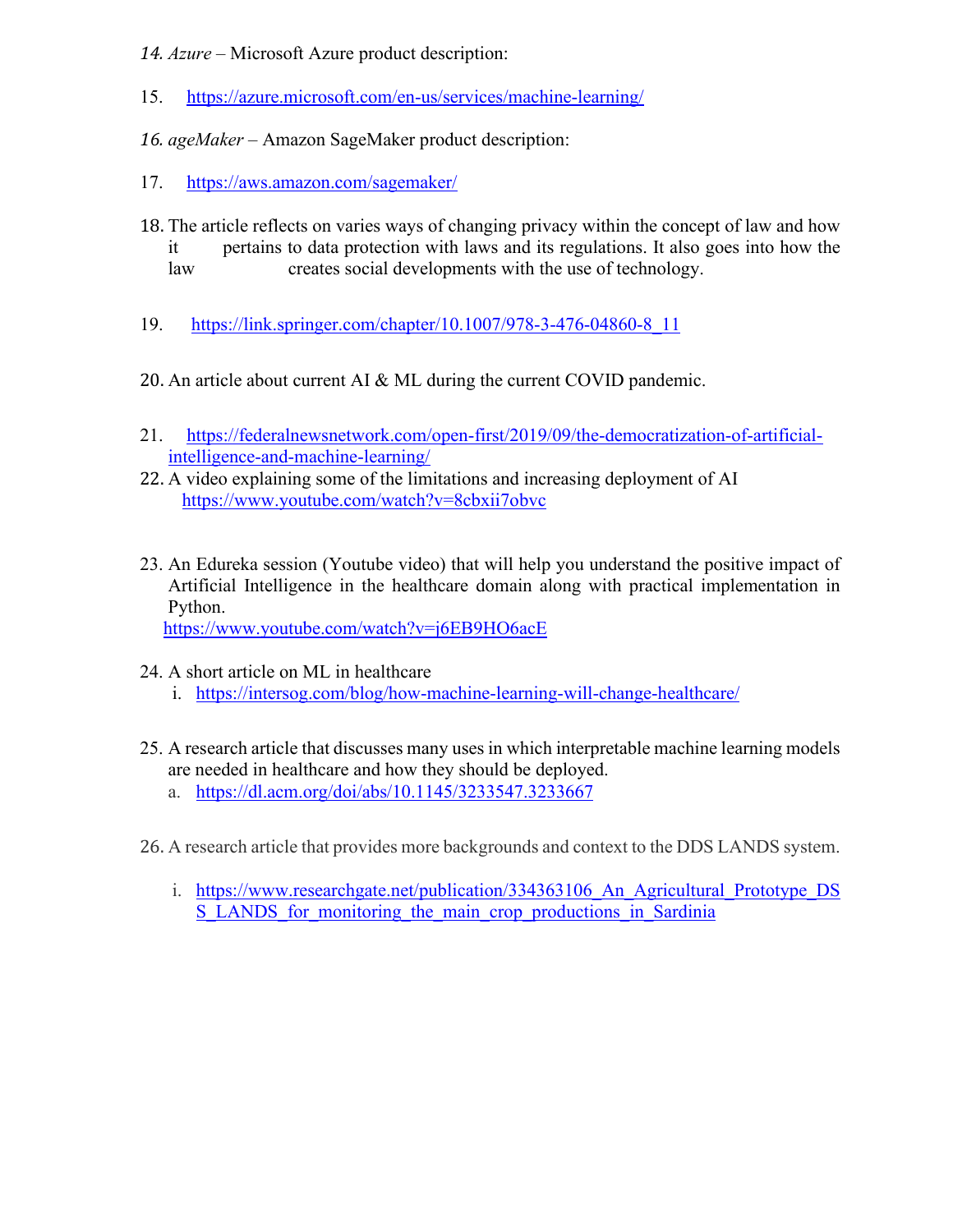14. *Azure* – Microsoft Azure product description:

15. https://azure.microsoft.com/en-us/services/machine-learning/

16. *ageMaker* – Amazon SageMaker product description:

17. https://aws.amazon.com/sagemaker/

18. The article reflects on varies ways of changing privacy within the concept of law and how it pertains to data protection with laws and its regulations. It also goes into how the law creates social developments with the use of technology.

19. https://link.springer.com/chapter/10.1007/978-3-476-04860-8_11

20. An article about current AI & ML during the current COVID pandemic.

21. https://federalnewsnetwork.com/open-first/2019/09/the-democratization-of-artificial-intelligence-and-machine-learning/

22. A video explaining some of the limitations and increasing deployment of AI
    https://www.youtube.com/watch?v=8cbxii7obvc

23. An Edureka session (Youtube video) that will help you understand the positive impact of Artificial Intelligence in the healthcare domain along with practical implementation in Python.
    https://www.youtube.com/watch?v=j6EB9HO6acE

24. A short article on ML in healthcare
    i. https://intersog.com/blog/how-machine-learning-will-change-healthcare/

25. A research article that discusses many uses in which interpretable machine learning models are needed in healthcare and how they should be deployed.
    a. https://dl.acm.org/doi/abs/10.1145/3233547.3233667

26. A research article that provides more backgrounds and context to the DDS LANDS system.

    i. https://www.researchgate.net/publication/334363106_An_Agricultural_Prototype_DSS_LANDS_for_monitoring_the_main_crop_productions_in_Sardinia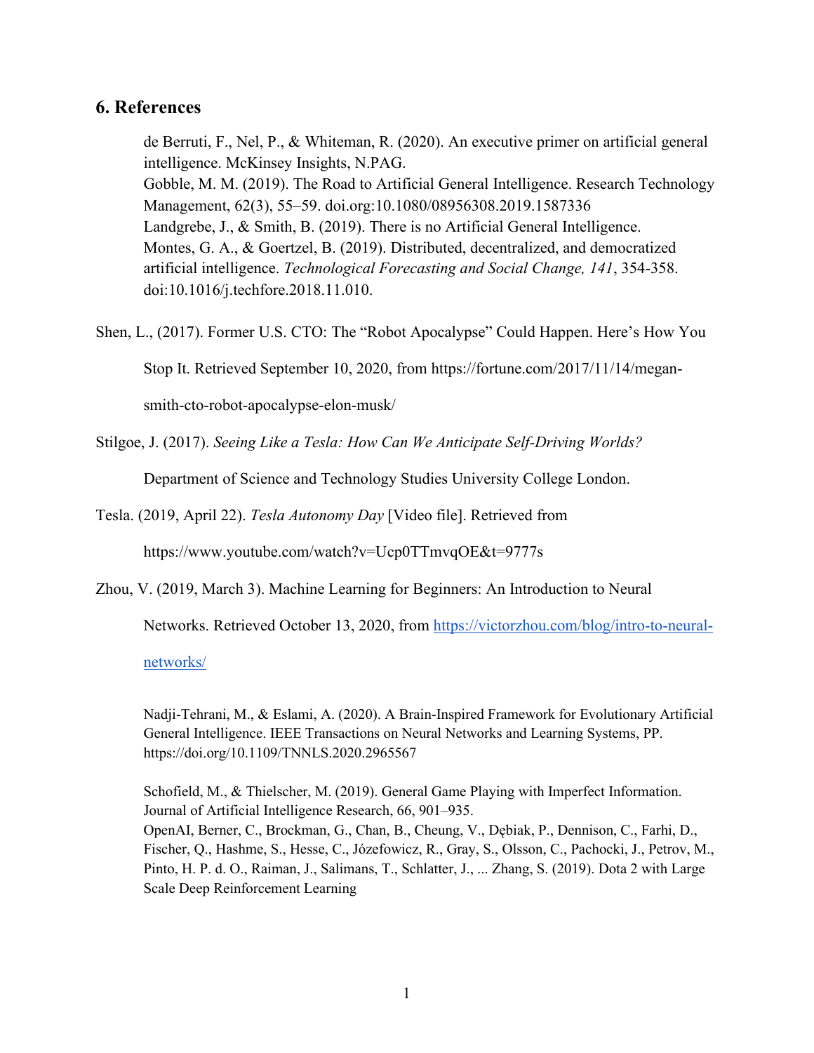## 6. References

de Berruti, F., Nel, P., & Whiteman, R. (2020). An executive primer on artificial general intelligence. McKinsey Insights, N.PAG.

Gobble, M. M. (2019). The Road to Artificial General Intelligence. Research Technology Management, 62(3), 55–59. doi.org:10.1080/08956308.2019.1587336

Landgrebe, J., & Smith, B. (2019). There is no Artificial General Intelligence.

Montes, G. A., & Goertzel, B. (2019). Distributed, decentralized, and democratized artificial intelligence. *Technological Forecasting and Social Change, 141*, 354-358. doi:10.1016/j.techfore.2018.11.010.

Shen, L., (2017). Former U.S. CTO: The "Robot Apocalypse" Could Happen. Here's How You Stop It. Retrieved September 10, 2020, from https://fortune.com/2017/11/14/megan-smith-cto-robot-apocalypse-elon-musk/

Stilgoe, J. (2017). *Seeing Like a Tesla: How Can We Anticipate Self-Driving Worlds?* Department of Science and Technology Studies University College London.

Tesla. (2019, April 22). *Tesla Autonomy Day* [Video file]. Retrieved from https://www.youtube.com/watch?v=Ucp0TTmvqOE&t=9777s

Zhou, V. (2019, March 3). Machine Learning for Beginners: An Introduction to Neural Networks. Retrieved October 13, 2020, from https://victorzhou.com/blog/intro-to-neural-networks/

Nadji-Tehrani, M., & Eslami, A. (2020). A Brain-Inspired Framework for Evolutionary Artificial General Intelligence. IEEE Transactions on Neural Networks and Learning Systems, PP. https://doi.org/10.1109/TNNLS.2020.2965567

Schofield, M., & Thielscher, M. (2019). General Game Playing with Imperfect Information. Journal of Artificial Intelligence Research, 66, 901–935.

OpenAI, Berner, C., Brockman, G., Chan, B., Cheung, V., Dębiak, P., Dennison, C., Farhi, D., Fischer, Q., Hashme, S., Hesse, C., Józefowicz, R., Gray, S., Olsson, C., Pachocki, J., Petrov, M., Pinto, H. P. d. O., Raiman, J., Salimans, T., Schlatter, J., ... Zhang, S. (2019). Dota 2 with Large Scale Deep Reinforcement Learning